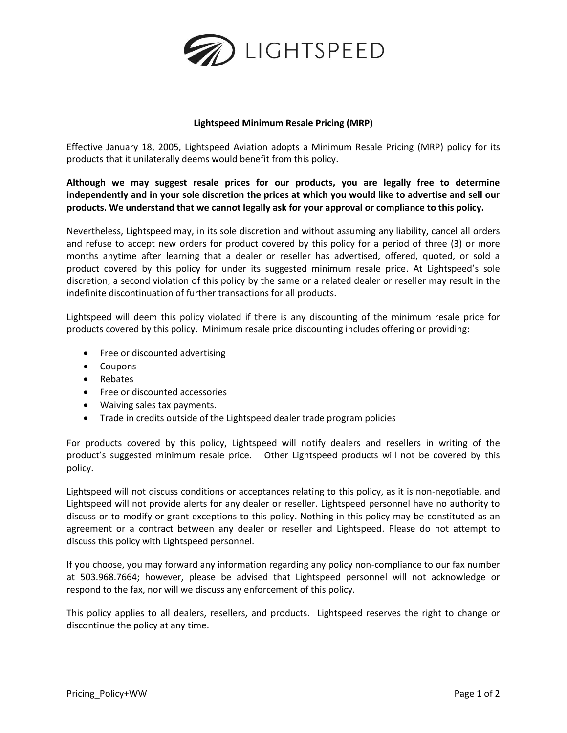LIGHTSPEED

# Lightspeed Minimum Resale Pricing (MRP)

Effective January 18, 2005, Lightspeed Aviation adopts a Minimum Resale Pricing (MRP) policy for its products that it unilaterally deems would benefit from this policy.

**Although we may suggest resale prices for our products, you are legally free to determine independently and in your sole discretion the prices at which you would like to advertise and sell our products. We understand that we cannot legally ask for your approval or compliance to this policy.**

Nevertheless, Lightspeed may, in its sole discretion and without assuming any liability, cancel all orders and refuse to accept new orders for product covered by this policy for a period of three (3) or more months anytime after learning that a dealer or reseller has advertised, offered, quoted, or sold a product covered by this policy for under its suggested minimum resale price. At Lightspeed's sole discretion, a second violation of this policy by the same or a related dealer or reseller may result in the indefinite discontinuation of further transactions for all products.

Lightspeed will deem this policy violated if there is any discounting of the minimum resale price for products covered by this policy. Minimum resale price discounting includes offering or providing:

- Free or discounted advertising
- Coupons
- Rebates
- Free or discounted accessories
- Waiving sales tax payments.
- Trade in credits outside of the Lightspeed dealer trade program policies

For products covered by this policy, Lightspeed will notify dealers and resellers in writing of the product's suggested minimum resale price. Other Lightspeed products will not be covered by this policy.

Lightspeed will not discuss conditions or acceptances relating to this policy, as it is non-negotiable, and Lightspeed will not provide alerts for any dealer or reseller. Lightspeed personnel have no authority to discuss or to modify or grant exceptions to this policy. Nothing in this policy may be constituted as an agreement or a contract between any dealer or reseller and Lightspeed. Please do not attempt to discuss this policy with Lightspeed personnel.

If you choose, you may forward any information regarding any policy non-compliance to our fax number at 503.968.7664; however, please be advised that Lightspeed personnel will not acknowledge or respond to the fax, nor will we discuss any enforcement of this policy.

This policy applies to all dealers, resellers, and products. Lightspeed reserves the right to change or discontinue the policy at any time.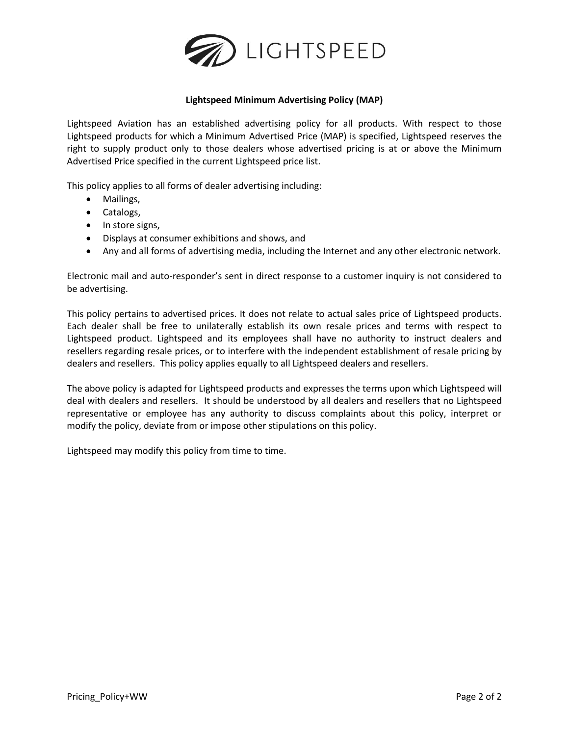LIGHTSPEED

**Lightspeed Minimum Advertising Policy (MAP)**

Lightspeed Aviation has an established advertising policy for all products. With respect to those Lightspeed products for which a Minimum Advertised Price (MAP) is specified, Lightspeed reserves the right to supply product only to those dealers whose advertised pricing is at or above the Minimum Advertised Price specified in the current Lightspeed price list.

This policy applies to all forms of dealer advertising including:

- Mailings,
- Catalogs,
- In store signs,
- Displays at consumer exhibitions and shows, and
- Any and all forms of advertising media, including the Internet and any other electronic network.

Electronic mail and auto-responder's sent in direct response to a customer inquiry is not considered to be advertising.

This policy pertains to advertised prices. It does not relate to actual sales price of Lightspeed products. Each dealer shall be free to unilaterally establish its own resale prices and terms with respect to Lightspeed product. Lightspeed and its employees shall have no authority to instruct dealers and resellers regarding resale prices, or to interfere with the independent establishment of resale pricing by dealers and resellers. This policy applies equally to all Lightspeed dealers and resellers.

The above policy is adapted for Lightspeed products and expresses the terms upon which Lightspeed will deal with dealers and resellers. It should be understood by all dealers and resellers that no Lightspeed representative or employee has any authority to discuss complaints about this policy, interpret or modify the policy, deviate from or impose other stipulations on this policy.

Lightspeed may modify this policy from time to time.

Pricing_Policy+WW